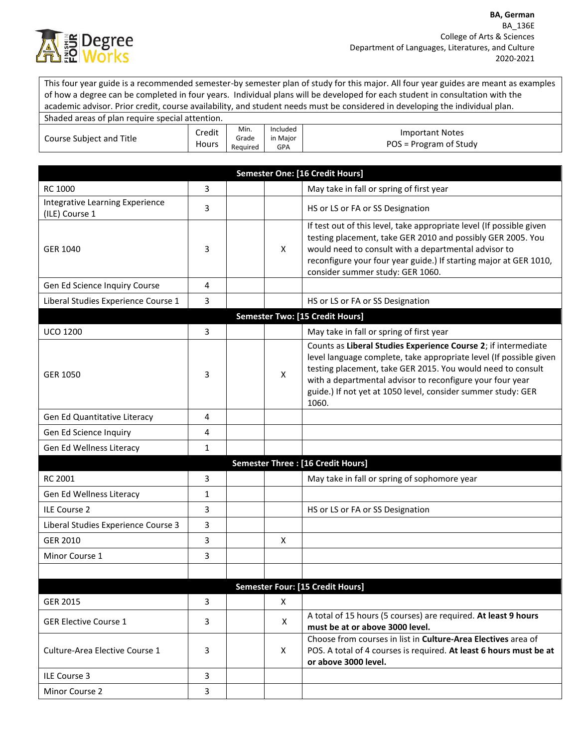**BA, German**
BA_136E
College of Arts & Sciences
Department of Languages, Literatures, and Culture
2020-2021

This four year guide is a recommended semester-by semester plan of study for this major. All four year guides are meant as examples of how a degree can be completed in four years. Individual plans will be developed for each student in consultation with the academic advisor. Prior credit, course availability, and student needs must be considered in developing the individual plan.

Shaded areas of plan require special attention.

| Course Subject and Title | Credit Hours | Min. Grade Required | Included in Major GPA | Important Notes POS = Program of Study |
|---|---|---|---|---|
| **Semester One: [16 Credit Hours]** | | | | |
| RC 1000 | 3 | | | May take in fall or spring of first year |
| Integrative Learning Experience (ILE) Course 1 | 3 | | | HS or LS or FA or SS Designation |
| GER 1040 | 3 | | X | If test out of this level, take appropriate level (If possible given testing placement, take GER 2010 and possibly GER 2005. You would need to consult with a departmental advisor to reconfigure your four year guide.) If starting major at GER 1010, consider summer study: GER 1060. |
| Gen Ed Science Inquiry Course | 4 | | | |
| Liberal Studies Experience Course 1 | 3 | | | HS or LS or FA or SS Designation |
| **Semester Two: [15 Credit Hours]** | | | | |
| UCO 1200 | 3 | | | May take in fall or spring of first year |
| GER 1050 | 3 | | X | Counts as **Liberal Studies Experience Course 2**; if intermediate level language complete, take appropriate level (If possible given testing placement, take GER 2015. You would need to consult with a departmental advisor to reconfigure your four year guide.) If not yet at 1050 level, consider summer study: GER 1060. |
| Gen Ed Quantitative Literacy | 4 | | | |
| Gen Ed Science Inquiry | 4 | | | |
| Gen Ed Wellness Literacy | 1 | | | |
| **Semester Three : [16 Credit Hours]** | | | | |
| RC 2001 | 3 | | | May take in fall or spring of sophomore year |
| Gen Ed Wellness Literacy | 1 | | | |
| ILE Course 2 | 3 | | | HS or LS or FA or SS Designation |
| Liberal Studies Experience Course 3 | 3 | | | |
| GER 2010 | 3 | | X | |
| Minor Course 1 | 3 | | | |
| | | | | |
| **Semester Four: [15 Credit Hours]** | | | | |
| GER 2015 | 3 | | X | |
| GER Elective Course 1 | 3 | | X | A total of 15 hours (5 courses) are required. **At least 9 hours must be at or above 3000 level.** |
| Culture-Area Elective Course 1 | 3 | | X | Choose from courses in list in **Culture-Area Electives** area of POS. A total of 4 courses is required. **At least 6 hours must be at or above 3000 level.** |
| ILE Course 3 | 3 | | | |
| Minor Course 2 | 3 | | | |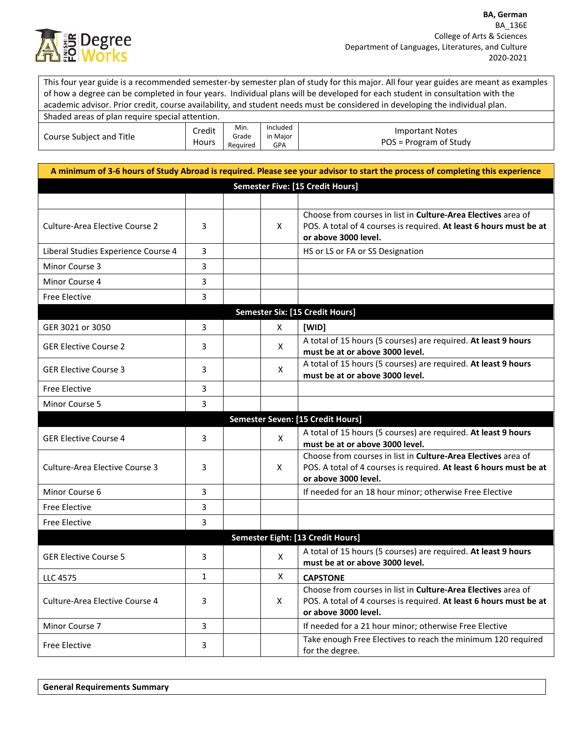BA, German
BA_136E
College of Arts & Sciences
Department of Languages, Literatures, and Culture
2020-2021

This four year guide is a recommended semester-by semester plan of study for this major. All four year guides are meant as examples of how a degree can be completed in four years. Individual plans will be developed for each student in consultation with the academic advisor. Prior credit, course availability, and student needs must be considered in developing the individual plan.

Shaded areas of plan require special attention.

| Course Subject and Title | Credit Hours | Min. Grade Required | Included in Major GPA | Important Notes POS = Program of Study |
|---|---|---|---|---|
| **A minimum of 3-6 hours of Study Abroad is required. Please see your advisor to start the process of completing this experience** | | | | |
| **Semester Five: [15 Credit Hours]** | | | | |
| | | | | |
| Culture-Area Elective Course 2 | 3 | | X | Choose from courses in list in **Culture-Area Electives** area of POS. A total of 4 courses is required. **At least 6 hours must be at or above 3000 level.** |
| Liberal Studies Experience Course 4 | 3 | | | HS or LS or FA or SS Designation |
| Minor Course 3 | 3 | | | |
| Minor Course 4 | 3 | | | |
| Free Elective | 3 | | | |
| **Semester Six: [15 Credit Hours]** | | | | |
| GER 3021 or 3050 | 3 | | X | **[WID]** |
| GER Elective Course 2 | 3 | | X | A total of 15 hours (5 courses) are required. **At least 9 hours must be at or above 3000 level.** |
| GER Elective Course 3 | 3 | | X | A total of 15 hours (5 courses) are required. **At least 9 hours must be at or above 3000 level.** |
| Free Elective | 3 | | | |
| Minor Course 5 | 3 | | | |
| **Semester Seven: [15 Credit Hours]** | | | | |
| GER Elective Course 4 | 3 | | X | A total of 15 hours (5 courses) are required. **At least 9 hours must be at or above 3000 level.** |
| Culture-Area Elective Course 3 | 3 | | X | Choose from courses in list in **Culture-Area Electives** area of POS. A total of 4 courses is required. **At least 6 hours must be at or above 3000 level.** |
| Minor Course 6 | 3 | | | If needed for an 18 hour minor; otherwise Free Elective |
| Free Elective | 3 | | | |
| Free Elective | 3 | | | |
| **Semester Eight: [13 Credit Hours]** | | | | |
| GER Elective Course 5 | 3 | | X | A total of 15 hours (5 courses) are required. **At least 9 hours must be at or above 3000 level.** |
| LLC 4575 | 1 | | X | **CAPSTONE** |
| Culture-Area Elective Course 4 | 3 | | X | Choose from courses in list in **Culture-Area Electives** area of POS. A total of 4 courses is required. **At least 6 hours must be at or above 3000 level.** |
| Minor Course 7 | 3 | | | If needed for a 21 hour minor; otherwise Free Elective |
| Free Elective | 3 | | | Take enough Free Electives to reach the minimum 120 required for the degree. |

**General Requirements Summary**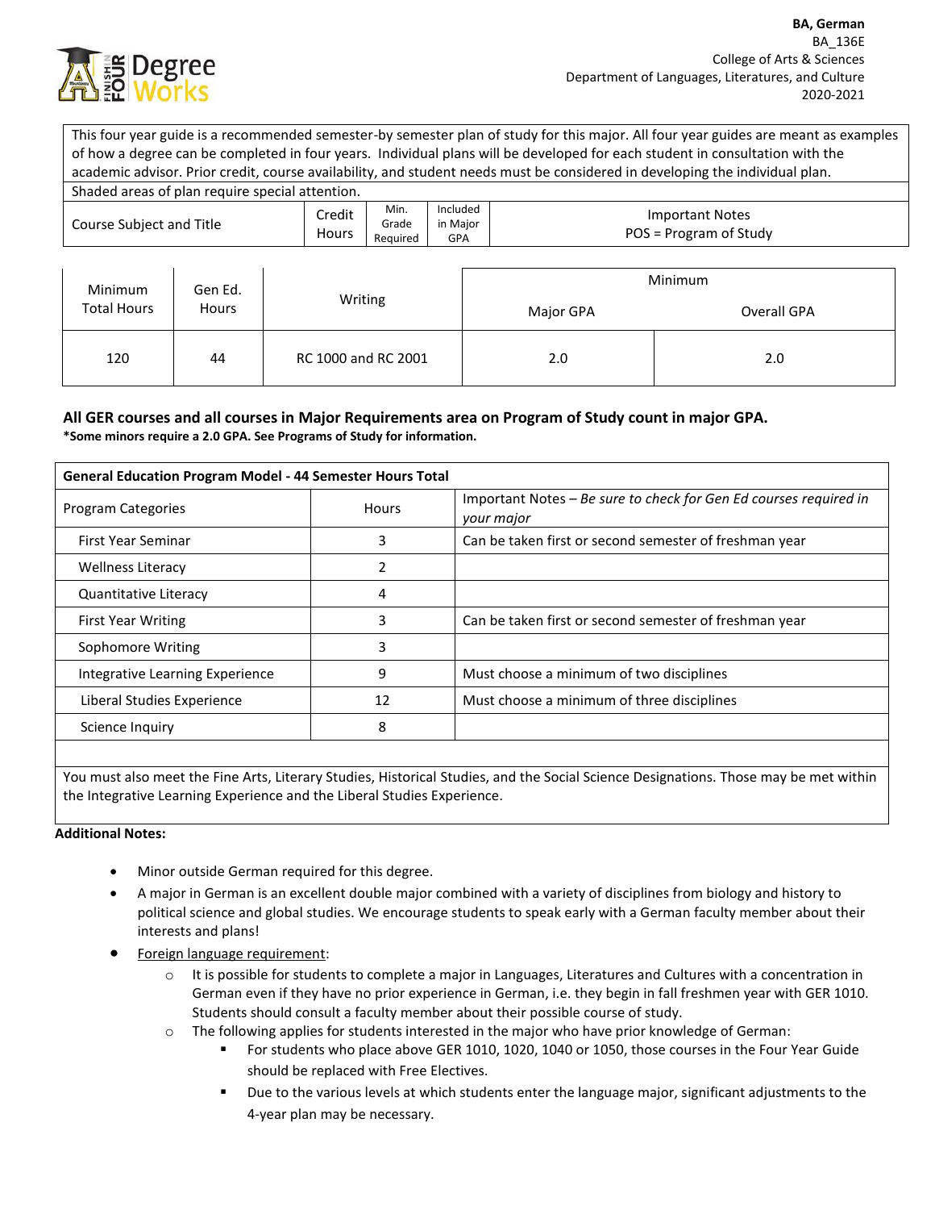**BA, German**
BA_136E
College of Arts & Sciences
Department of Languages, Literatures, and Culture
2020-2021

| This four year guide is a recommended semester-by semester plan of study for this major. All four year guides are meant as examples of how a degree can be completed in four years. Individual plans will be developed for each student in consultation with the academic advisor. Prior credit, course availability, and student needs must be considered in developing the individual plan. | | | | |
|---|---|---|---|---|
| Shaded areas of plan require special attention. | | | | |
| Course Subject and Title | Credit Hours | Min. Grade Required | Included in Major GPA | Important Notes POS = Program of Study |

| Minimum Total Hours | Gen Ed. Hours | Writing | Minimum | |
|---|---|---|---|---|
| | | | Major GPA | Overall GPA |
| 120 | 44 | RC 1000 and RC 2001 | 2.0 | 2.0 |

**All GER courses and all courses in Major Requirements area on Program of Study count in major GPA.**
***Some minors require a 2.0 GPA. See Programs of Study for information.**

| General Education Program Model - 44 Semester Hours Total | | |
|---|---|---|
| Program Categories | Hours | Important Notes – *Be sure to check for Gen Ed courses required in your major* |
| First Year Seminar | 3 | Can be taken first or second semester of freshman year |
| Wellness Literacy | 2 | |
| Quantitative Literacy | 4 | |
| First Year Writing | 3 | Can be taken first or second semester of freshman year |
| Sophomore Writing | 3 | |
| Integrative Learning Experience | 9 | Must choose a minimum of two disciplines |
| Liberal Studies Experience | 12 | Must choose a minimum of three disciplines |
| Science Inquiry | 8 | |
| You must also meet the Fine Arts, Literary Studies, Historical Studies, and the Social Science Designations. Those may be met within the Integrative Learning Experience and the Liberal Studies Experience. | | |

**Additional Notes:**

- Minor outside German required for this degree.
- A major in German is an excellent double major combined with a variety of disciplines from biology and history to political science and global studies. We encourage students to speak early with a German faculty member about their interests and plans!
- Foreign language requirement:
  - It is possible for students to complete a major in Languages, Literatures and Cultures with a concentration in German even if they have no prior experience in German, i.e. they begin in fall freshmen year with GER 1010. Students should consult a faculty member about their possible course of study.
  - The following applies for students interested in the major who have prior knowledge of German:
    - For students who place above GER 1010, 1020, 1040 or 1050, those courses in the Four Year Guide should be replaced with Free Electives.
    - Due to the various levels at which students enter the language major, significant adjustments to the 4-year plan may be necessary.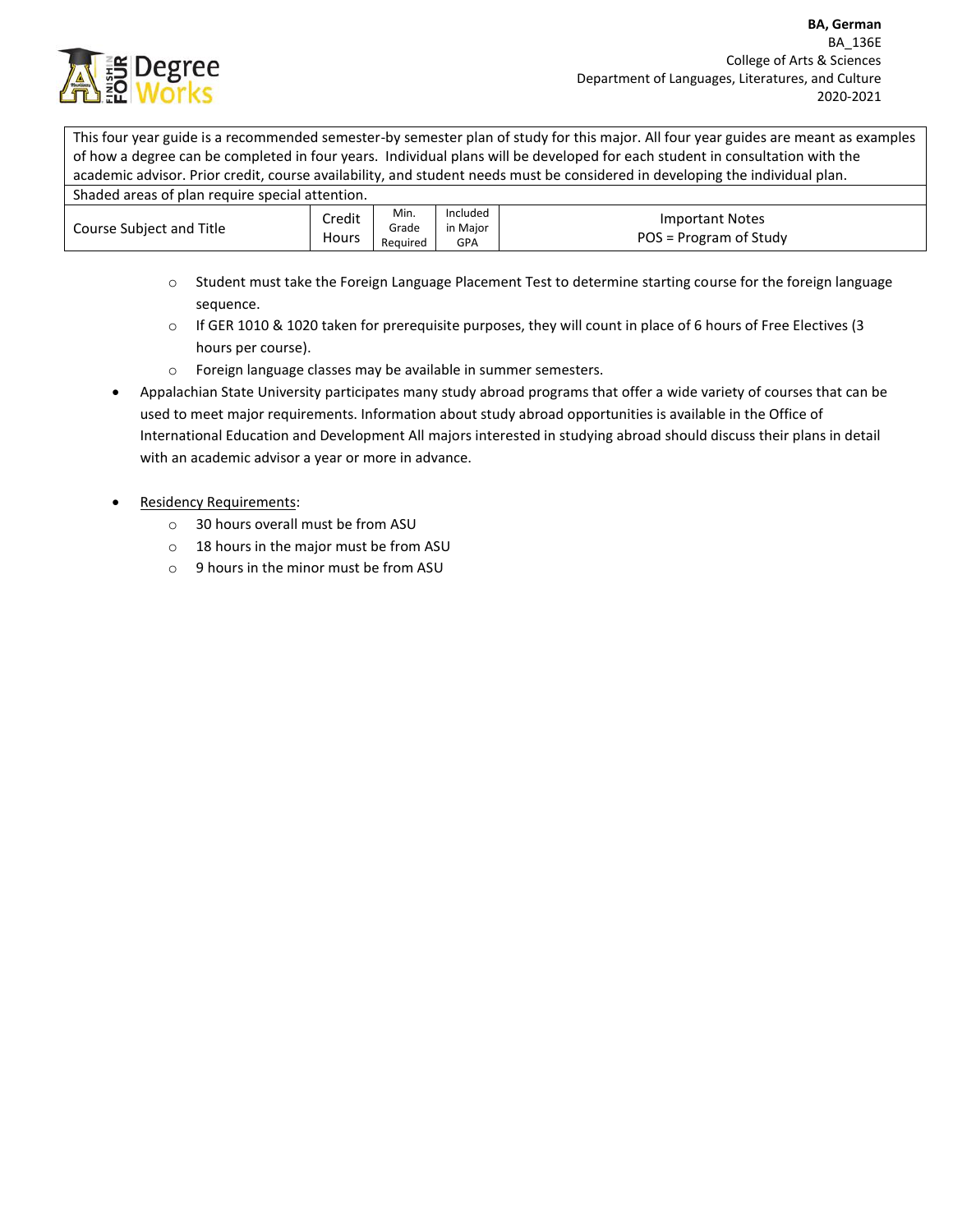| | | | | |
|---|---|---|---|---|
| This four year guide is a recommended semester-by semester plan of study for this major. All four year guides are meant as examples of how a degree can be completed in four years. Individual plans will be developed for each student in consultation with the academic advisor. Prior credit, course availability, and student needs must be considered in developing the individual plan. | | | | |
| Shaded areas of plan require special attention. | | | | |
| Course Subject and Title | Credit Hours | Min. Grade Required | Included in Major GPA | Important Notes<br>POS = Program of Study |

- Student must take the Foreign Language Placement Test to determine starting course for the foreign language sequence.
- If GER 1010 & 1020 taken for prerequisite purposes, they will count in place of 6 hours of Free Electives (3 hours per course).
- Foreign language classes may be available in summer semesters.

- Appalachian State University participates many study abroad programs that offer a wide variety of courses that can be used to meet major requirements. Information about study abroad opportunities is available in the Office of International Education and Development All majors interested in studying abroad should discuss their plans in detail with an academic advisor a year or more in advance.

- Residency Requirements:
  - 30 hours overall must be from ASU
  - 18 hours in the major must be from ASU
  - 9 hours in the minor must be from ASU